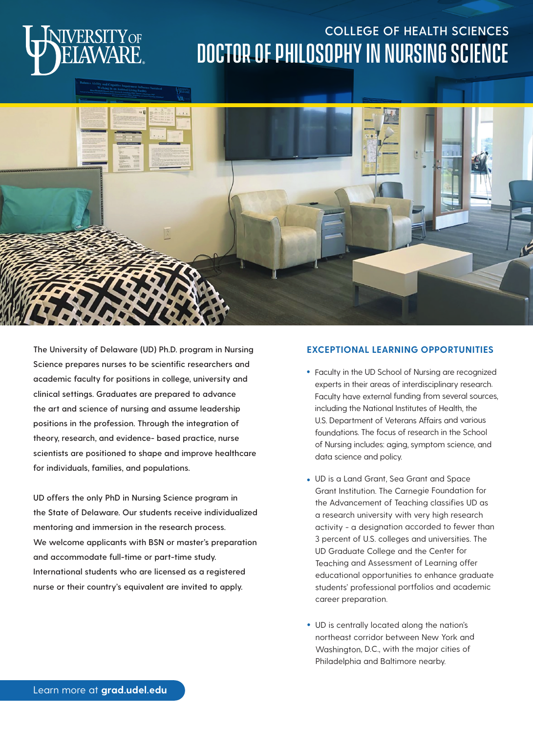# COLLEGE OF HEALTH SCIENCES

# DOCTOR OF PHILOSOPHY IN NURSING SCIENCE

The University of Delaware (UD) Ph.D. program in Nursing Science prepares nurses to be scientific researchers and academic faculty for positions in college, university and clinical settings. Graduates are prepared to advance the art and science of nursing and assume leadership positions in the profession. Through the integration of theory, research, and evidence- based practice, nurse scientists are positioned to shape and improve healthcare for individuals, families, and populations.

UD offers the only PhD in Nursing Science program in the State of Delaware. Our students receive individualized mentoring and immersion in the research process. We welcome applicants with BSN or master's preparation and accommodate full-time or part-time study. International students who are licensed as a registered nurse or their country's equivalent are invited to apply.

## EXCEPTIONAL LEARNING OPPORTUNITIES

- Faculty in the UD School of Nursing are recognized experts in their areas of interdisciplinary research. Faculty have external funding from several sources, including the National Institutes of Health, the U.S. Department of Veterans Affairs and various foundations. The focus of research in the School of Nursing includes: aging, symptom science, and data science and policy.
- UD is a Land Grant, Sea Grant and Space Grant Institution. The Carnegie Foundation for the Advancement of Teaching classifies UD as a research university with very high research activity - a designation accorded to fewer than 3 percent of U.S. colleges and universities. The UD Graduate College and the Center for Teaching and Assessment of Learning offer educational opportunities to enhance graduate students' professional portfolios and academic career preparation.
- UD is centrally located along the nation's northeast corridor between New York and Washington, D.C., with the major cities of Philadelphia and Baltimore nearby.

Learn more at **grad.udel.edu**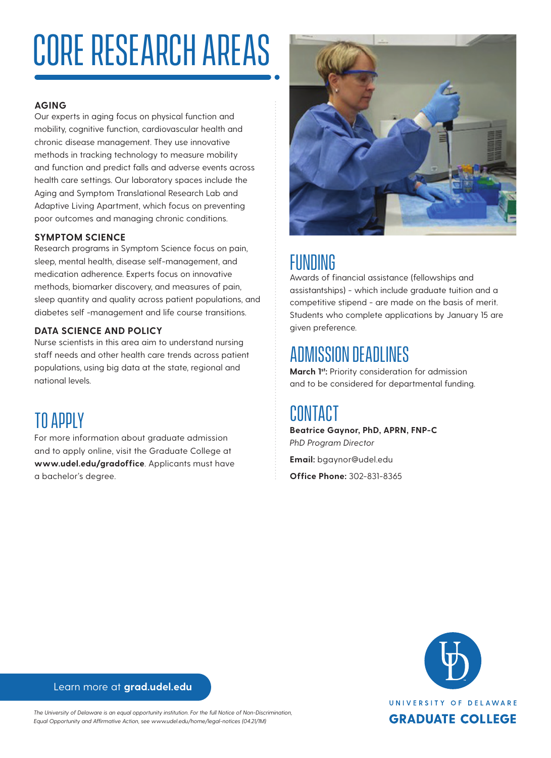# CORE RESEARCH AREAS

### AGING

Our experts in aging focus on physical function and mobility, cognitive function, cardiovascular health and chronic disease management. They use innovative methods in tracking technology to measure mobility and function and predict falls and adverse events across health care settings. Our laboratory spaces include the Aging and Symptom Translational Research Lab and Adaptive Living Apartment, which focus on preventing poor outcomes and managing chronic conditions.

### SYMPTOM SCIENCE

Research programs in Symptom Science focus on pain, sleep, mental health, disease self-management, and medication adherence. Experts focus on innovative methods, biomarker discovery, and measures of pain, sleep quantity and quality across patient populations, and diabetes self -management and life course transitions.

### DATA SCIENCE AND POLICY

Nurse scientists in this area aim to understand nursing staff needs and other health care trends across patient populations, using big data at the state, regional and national levels.

## TO APPLY

For more information about graduate admission and to apply online, visit the Graduate College at **www.udel.edu/gradoffice**. Applicants must have a bachelor's degree.

## FUNDING

Awards of financial assistance (fellowships and assistantships) - which include graduate tuition and a competitive stipend - are made on the basis of merit. Students who complete applications by January 15 are given preference.

## ADMISSION DEADLINES

**March 1st:** Priority consideration for admission and to be considered for departmental funding.

## CONTACT

**Beatrice Gaynor, PhD, APRN, FNP-C**
*PhD Program Director*

**Email:** bgaynor@udel.edu

**Office Phone:** 302-831-8365

Learn more at **grad.udel.edu**

UNIVERSITY OF DELAWARE
**GRADUATE COLLEGE**

*The University of Delaware is an equal opportunity institution. For the full Notice of Non-Discrimination, Equal Opportunity and Affirmative Action, see www.udel.edu/home/legal-notices (04.21/1M)*